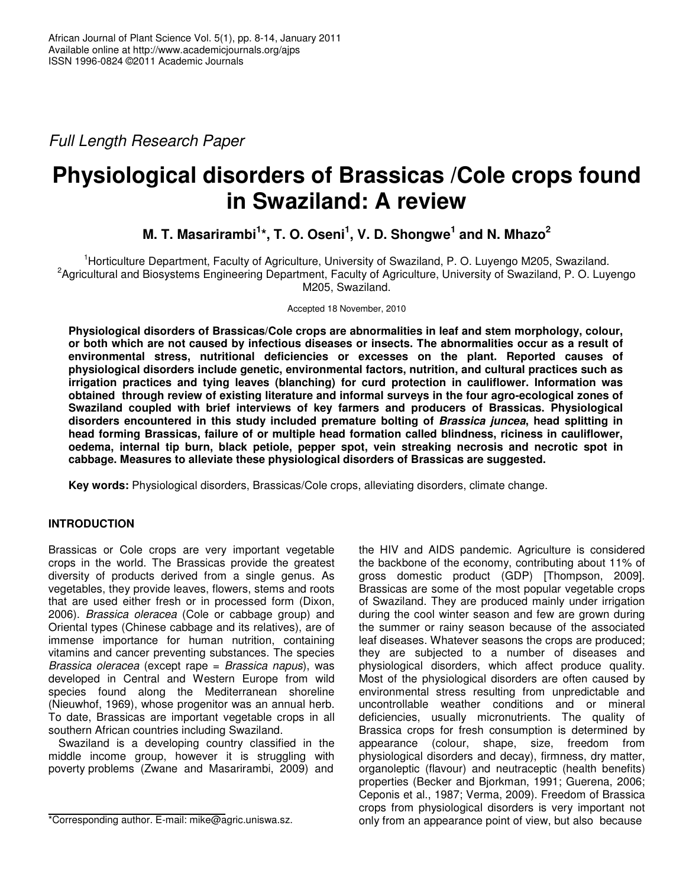*Full Length Research Paper*

# Physiological disorders of Brassicas /Cole crops found in Swaziland: A review

**M. T. Masarirambi[1]*, T. O. Oseni[1], V. D. Shongwe[1] and N. Mhazo[2]**

[1]Horticulture Department, Faculty of Agriculture, University of Swaziland, P. O. Luyengo M205, Swaziland.
[2]Agricultural and Biosystems Engineering Department, Faculty of Agriculture, University of Swaziland, P. O. Luyengo M205, Swaziland.

Accepted 18 November, 2010

**Physiological disorders of Brassicas/Cole crops are abnormalities in leaf and stem morphology, colour, or both which are not caused by infectious diseases or insects. The abnormalities occur as a result of environmental stress, nutritional deficiencies or excesses on the plant. Reported causes of physiological disorders include genetic, environmental factors, nutrition, and cultural practices such as irrigation practices and tying leaves (blanching) for curd protection in cauliflower. Information was obtained through review of existing literature and informal surveys in the four agro-ecological zones of Swaziland coupled with brief interviews of key farmers and producers of Brassicas. Physiological disorders encountered in this study included premature bolting of *Brassica juncea*, head splitting in head forming Brassicas, failure of or multiple head formation called blindness, riciness in cauliflower, oedema, internal tip burn, black petiole, pepper spot, vein streaking necrosis and necrotic spot in cabbage. Measures to alleviate these physiological disorders of Brassicas are suggested.**

**Key words:** Physiological disorders, Brassicas/Cole crops, alleviating disorders, climate change.

## INTRODUCTION

Brassicas or Cole crops are very important vegetable crops in the world. The Brassicas provide the greatest diversity of products derived from a single genus. As vegetables, they provide leaves, flowers, stems and roots that are used either fresh or in processed form (Dixon, 2006). *Brassica oleracea* (Cole or cabbage group) and Oriental types (Chinese cabbage and its relatives), are of immense importance for human nutrition, containing vitamins and cancer preventing substances. The species *Brassica oleracea* (except rape = *Brassica napus*), was developed in Central and Western Europe from wild species found along the Mediterranean shoreline (Nieuwhof, 1969), whose progenitor was an annual herb. To date, Brassicas are important vegetable crops in all southern African countries including Swaziland.

Swaziland is a developing country classified in the middle income group, however it is struggling with poverty problems (Zwane and Masarirambi, 2009) and the HIV and AIDS pandemic. Agriculture is considered the backbone of the economy, contributing about 11% of gross domestic product (GDP) [Thompson, 2009]. Brassicas are some of the most popular vegetable crops of Swaziland. They are produced mainly under irrigation during the cool winter season and few are grown during the summer or rainy season because of the associated leaf diseases. Whatever seasons the crops are produced; they are subjected to a number of diseases and physiological disorders, which affect produce quality. Most of the physiological disorders are often caused by environmental stress resulting from unpredictable and uncontrollable weather conditions and or mineral deficiencies, usually micronutrients. The quality of Brassica crops for fresh consumption is determined by appearance (colour, shape, size, freedom from physiological disorders and decay), firmness, dry matter, organoleptic (flavour) and neutraceptic (health benefits) properties (Becker and Bjorkman, 1991; Guerena, 2006; Ceponis et al., 1987; Verma, 2009). Freedom of Brassica crops from physiological disorders is very important not only from an appearance point of view, but also because

*Corresponding author. E-mail: mike@agric.uniswa.sz.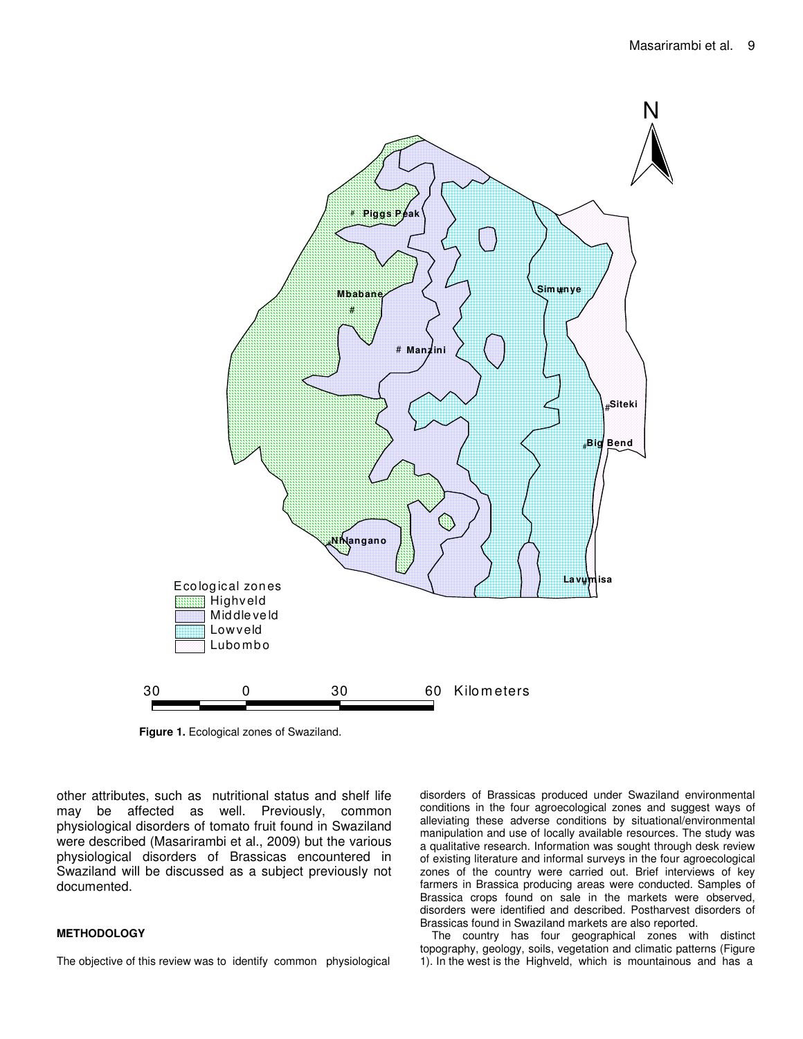Figure 1. Ecological zones of Swaziland.

other attributes, such as nutritional status and shelf life may be affected as well. Previously, common physiological disorders of tomato fruit found in Swaziland were described (Masarirambi et al., 2009) but the various physiological disorders of Brassicas encountered in Swaziland will be discussed as a subject previously not documented.

## METHODOLOGY

The objective of this review was to identify common physiological disorders of Brassicas produced under Swaziland environmental conditions in the four agroecological zones and suggest ways of alleviating these adverse conditions by situational/environmental manipulation and use of locally available resources. The study was a qualitative research. Information was sought through desk review of existing literature and informal surveys in the four agroecological zones of the country were carried out. Brief interviews of key farmers in Brassica producing areas were conducted. Samples of Brassica crops found on sale in the markets were observed, disorders were identified and described. Postharvest disorders of Brassicas found in Swaziland markets are also reported.

The country has four geographical zones with distinct topography, geology, soils, vegetation and climatic patterns (Figure 1). In the west is the Highveld, which is mountainous and has a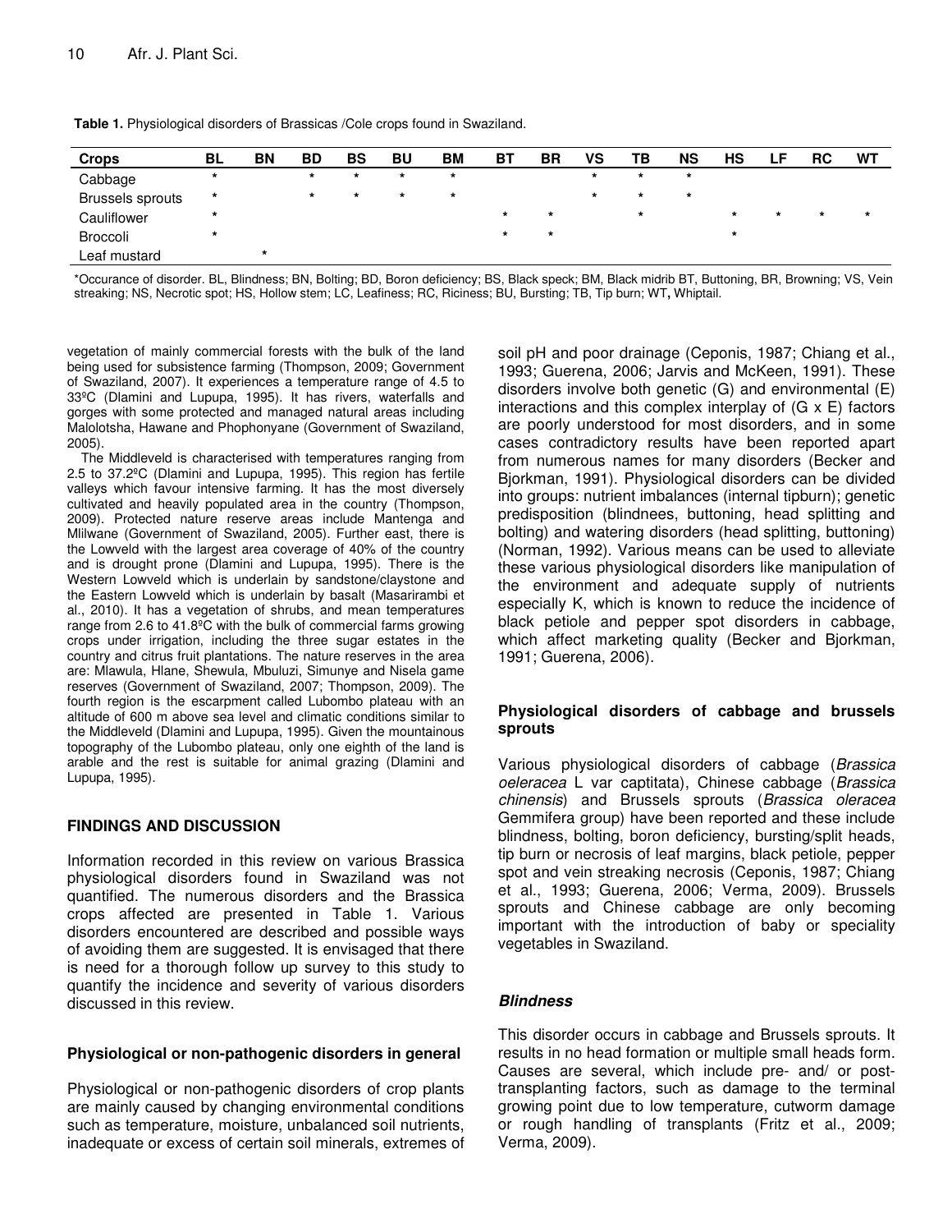**Table 1.** Physiological disorders of Brassicas /Cole crops found in Swaziland.

| Crops | BL | BN | BD | BS | BU | BM | BT | BR | VS | TB | NS | HS | LF | RC | WT |
|---|---|---|---|---|---|---|---|---|---|---|---|---|---|---|---|
| Cabbage | * | | * | * | * | * | | | * | * | * | | | | |
| Brussels sprouts | * | | * | * | * | * | | | * | * | * | | | | |
| Cauliflower | * | | | | | | * | * | | * | | * | * | * | * |
| Broccoli | * | | | | | | * | * | | | | * | | | |
| Leaf mustard | | * | | | | | | | | | | | | | |

*Occurance of disorder. BL, Blindness; BN, Bolting; BD, Boron deficiency; BS, Black speck; BM, Black midrib BT, Buttoning, BR, Browning; VS, Vein streaking; NS, Necrotic spot; HS, Hollow stem; LC, Leafiness; RC, Riciness; BU, Bursting; TB, Tip burn; WT, Whiptail.

vegetation of mainly commercial forests with the bulk of the land being used for subsistence farming (Thompson, 2009; Government of Swaziland, 2007). It experiences a temperature range of 4.5 to 33ºC (Dlamini and Lupupa, 1995). It has rivers, waterfalls and gorges with some protected and managed natural areas including Malolotsha, Hawane and Phophonyane (Government of Swaziland, 2005).

The Middleveld is characterised with temperatures ranging from 2.5 to 37.2ºC (Dlamini and Lupupa, 1995). This region has fertile valleys which favour intensive farming. It has the most diversely cultivated and heavily populated area in the country (Thompson, 2009). Protected nature reserve areas include Mantenga and Mlilwane (Government of Swaziland, 2005). Further east, there is the Lowveld with the largest area coverage of 40% of the country and is drought prone (Dlamini and Lupupa, 1995). There is the Western Lowveld which is underlain by sandstone/claystone and the Eastern Lowveld which is underlain by basalt (Masarirambi et al., 2010). It has a vegetation of shrubs, and mean temperatures range from 2.6 to 41.8ºC with the bulk of commercial farms growing crops under irrigation, including the three sugar estates in the country and citrus fruit plantations. The nature reserves in the area are: Mlawula, Hlane, Shewula, Mbuluzi, Simunye and Nisela game reserves (Government of Swaziland, 2007; Thompson, 2009). The fourth region is the escarpment called Lubombo plateau with an altitude of 600 m above sea level and climatic conditions similar to the Middleveld (Dlamini and Lupupa, 1995). Given the mountainous topography of the Lubombo plateau, only one eighth of the land is arable and the rest is suitable for animal grazing (Dlamini and Lupupa, 1995).

## FINDINGS AND DISCUSSION

Information recorded in this review on various Brassica physiological disorders found in Swaziland was not quantified. The numerous disorders and the Brassica crops affected are presented in Table 1. Various disorders encountered are described and possible ways of avoiding them are suggested. It is envisaged that there is need for a thorough follow up survey to this study to quantify the incidence and severity of various disorders discussed in this review.

### Physiological or non-pathogenic disorders in general

Physiological or non-pathogenic disorders of crop plants are mainly caused by changing environmental conditions such as temperature, moisture, unbalanced soil nutrients, inadequate or excess of certain soil minerals, extremes of soil pH and poor drainage (Ceponis, 1987; Chiang et al., 1993; Guerena, 2006; Jarvis and McKeen, 1991). These disorders involve both genetic (G) and environmental (E) interactions and this complex interplay of (G x E) factors are poorly understood for most disorders, and in some cases contradictory results have been reported apart from numerous names for many disorders (Becker and Bjorkman, 1991). Physiological disorders can be divided into groups: nutrient imbalances (internal tipburn); genetic predisposition (blindnees, buttoning, head splitting and bolting) and watering disorders (head splitting, buttoning) (Norman, 1992). Various means can be used to alleviate these various physiological disorders like manipulation of the environment and adequate supply of nutrients especially K, which is known to reduce the incidence of black petiole and pepper spot disorders in cabbage, which affect marketing quality (Becker and Bjorkman, 1991; Guerena, 2006).

### Physiological disorders of cabbage and brussels sprouts

Various physiological disorders of cabbage (*Brassica oeleracea* L var captitata), Chinese cabbage (*Brassica chinensis*) and Brussels sprouts (*Brassica oleracea* Gemmifera group) have been reported and these include blindness, bolting, boron deficiency, bursting/split heads, tip burn or necrosis of leaf margins, black petiole, pepper spot and vein streaking necrosis (Ceponis, 1987; Chiang et al., 1993; Guerena, 2006; Verma, 2009). Brussels sprouts and Chinese cabbage are only becoming important with the introduction of baby or speciality vegetables in Swaziland.

#### *Blindness*

This disorder occurs in cabbage and Brussels sprouts. It results in no head formation or multiple small heads form. Causes are several, which include pre- and/ or post-transplanting factors, such as damage to the terminal growing point due to low temperature, cutworm damage or rough handling of transplants (Fritz et al., 2009; Verma, 2009).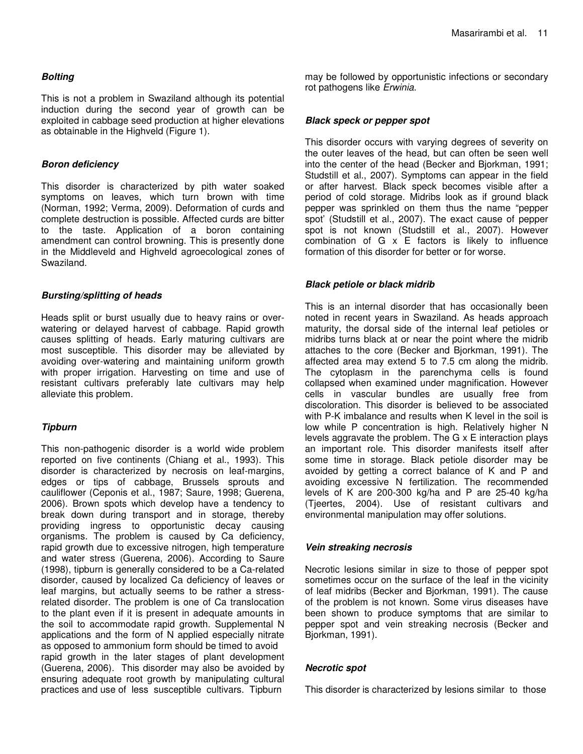### *Bolting*

This is not a problem in Swaziland although its potential induction during the second year of growth can be exploited in cabbage seed production at higher elevations as obtainable in the Highveld (Figure 1).

### *Boron deficiency*

This disorder is characterized by pith water soaked symptoms on leaves, which turn brown with time (Norman, 1992; Verma, 2009). Deformation of curds and complete destruction is possible. Affected curds are bitter to the taste. Application of a boron containing amendment can control browning. This is presently done in the Middleveld and Highveld agroecological zones of Swaziland.

### *Bursting/splitting of heads*

Heads split or burst usually due to heavy rains or over-watering or delayed harvest of cabbage. Rapid growth causes splitting of heads. Early maturing cultivars are most susceptible. This disorder may be alleviated by avoiding over-watering and maintaining uniform growth with proper irrigation. Harvesting on time and use of resistant cultivars preferably late cultivars may help alleviate this problem.

### *Tipburn*

This non-pathogenic disorder is a world wide problem reported on five continents (Chiang et al., 1993). This disorder is characterized by necrosis on leaf-margins, edges or tips of cabbage, Brussels sprouts and cauliflower (Ceponis et al., 1987; Saure, 1998; Guerena, 2006). Brown spots which develop have a tendency to break down during transport and in storage, thereby providing ingress to opportunistic decay causing organisms. The problem is caused by Ca deficiency, rapid growth due to excessive nitrogen, high temperature and water stress (Guerena, 2006). According to Saure (1998), tipburn is generally considered to be a Ca-related disorder, caused by localized Ca deficiency of leaves or leaf margins, but actually seems to be rather a stress-related disorder. The problem is one of Ca translocation to the plant even if it is present in adequate amounts in the soil to accommodate rapid growth. Supplemental N applications and the form of N applied especially nitrate as opposed to ammonium form should be timed to avoid rapid growth in the later stages of plant development (Guerena, 2006). This disorder may also be avoided by ensuring adequate root growth by manipulating cultural practices and use of less susceptible cultivars. Tipburn may be followed by opportunistic infections or secondary rot pathogens like *Erwinia.*

### *Black speck or pepper spot*

This disorder occurs with varying degrees of severity on the outer leaves of the head, but can often be seen well into the center of the head (Becker and Bjorkman, 1991; Studstill et al., 2007). Symptoms can appear in the field or after harvest. Black speck becomes visible after a period of cold storage. Midribs look as if ground black pepper was sprinkled on them thus the name "pepper spot' (Studstill et al., 2007). The exact cause of pepper spot is not known (Studstill et al., 2007). However combination of G x E factors is likely to influence formation of this disorder for better or for worse.

### *Black petiole or black midrib*

This is an internal disorder that has occasionally been noted in recent years in Swaziland. As heads approach maturity, the dorsal side of the internal leaf petioles or midribs turns black at or near the point where the midrib attaches to the core (Becker and Bjorkman, 1991). The affected area may extend 5 to 7.5 cm along the midrib. The cytoplasm in the parenchyma cells is found collapsed when examined under magnification. However cells in vascular bundles are usually free from discoloration. This disorder is believed to be associated with P-K imbalance and results when K level in the soil is low while P concentration is high. Relatively higher N levels aggravate the problem. The G x E interaction plays an important role. This disorder manifests itself after some time in storage. Black petiole disorder may be avoided by getting a correct balance of K and P and avoiding excessive N fertilization. The recommended levels of K are 200-300 kg/ha and P are 25-40 kg/ha (Tjeertes, 2004). Use of resistant cultivars and environmental manipulation may offer solutions.

### *Vein streaking necrosis*

Necrotic lesions similar in size to those of pepper spot sometimes occur on the surface of the leaf in the vicinity of leaf midribs (Becker and Bjorkman, 1991). The cause of the problem is not known. Some virus diseases have been shown to produce symptoms that are similar to pepper spot and vein streaking necrosis (Becker and Bjorkman, 1991).

### *Necrotic spot*

This disorder is characterized by lesions similar to those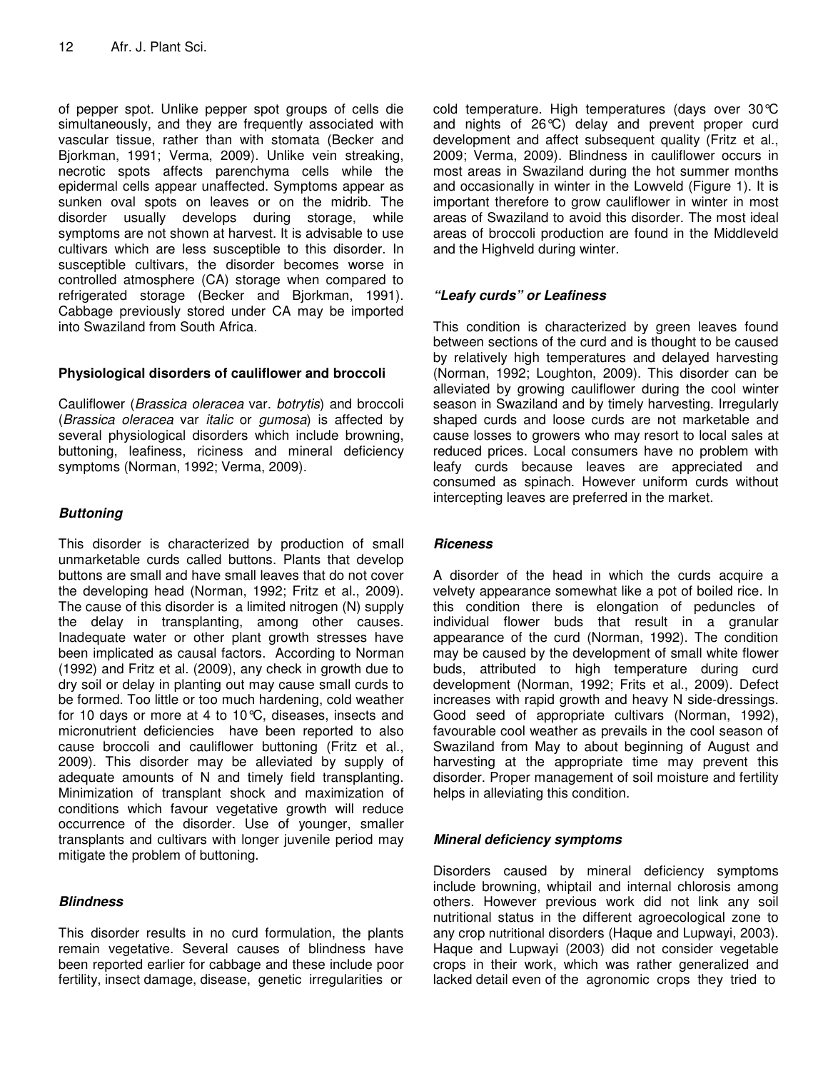of pepper spot. Unlike pepper spot groups of cells die simultaneously, and they are frequently associated with vascular tissue, rather than with stomata (Becker and Bjorkman, 1991; Verma, 2009). Unlike vein streaking, necrotic spots affects parenchyma cells while the epidermal cells appear unaffected. Symptoms appear as sunken oval spots on leaves or on the midrib. The disorder usually develops during storage, while symptoms are not shown at harvest. It is advisable to use cultivars which are less susceptible to this disorder. In susceptible cultivars, the disorder becomes worse in controlled atmosphere (CA) storage when compared to refrigerated storage (Becker and Bjorkman, 1991). Cabbage previously stored under CA may be imported into Swaziland from South Africa.

### Physiological disorders of cauliflower and broccoli

Cauliflower (*Brassica oleracea* var. *botrytis*) and broccoli (*Brassica oleracea* var *italic* or *gumosa*) is affected by several physiological disorders which include browning, buttoning, leafiness, riciness and mineral deficiency symptoms (Norman, 1992; Verma, 2009).

#### *Buttoning*

This disorder is characterized by production of small unmarketable curds called buttons. Plants that develop buttons are small and have small leaves that do not cover the developing head (Norman, 1992; Fritz et al., 2009). The cause of this disorder is a limited nitrogen (N) supply the delay in transplanting, among other causes. Inadequate water or other plant growth stresses have been implicated as causal factors. According to Norman (1992) and Fritz et al. (2009), any check in growth due to dry soil or delay in planting out may cause small curds to be formed. Too little or too much hardening, cold weather for 10 days or more at 4 to 10°C, diseases, insects and micronutrient deficiencies have been reported to also cause broccoli and cauliflower buttoning (Fritz et al., 2009). This disorder may be alleviated by supply of adequate amounts of N and timely field transplanting. Minimization of transplant shock and maximization of conditions which favour vegetative growth will reduce occurrence of the disorder. Use of younger, smaller transplants and cultivars with longer juvenile period may mitigate the problem of buttoning.

#### *Blindness*

This disorder results in no curd formulation, the plants remain vegetative. Several causes of blindness have been reported earlier for cabbage and these include poor fertility, insect damage, disease, genetic irregularities or cold temperature. High temperatures (days over 30°C and nights of 26°C) delay and prevent proper curd development and affect subsequent quality (Fritz et al., 2009; Verma, 2009). Blindness in cauliflower occurs in most areas in Swaziland during the hot summer months and occasionally in winter in the Lowveld (Figure 1). It is important therefore to grow cauliflower in winter in most areas of Swaziland to avoid this disorder. The most ideal areas of broccoli production are found in the Middleveld and the Highveld during winter.

#### *"Leafy curds" or Leafiness*

This condition is characterized by green leaves found between sections of the curd and is thought to be caused by relatively high temperatures and delayed harvesting (Norman, 1992; Loughton, 2009). This disorder can be alleviated by growing cauliflower during the cool winter season in Swaziland and by timely harvesting. Irregularly shaped curds and loose curds are not marketable and cause losses to growers who may resort to local sales at reduced prices. Local consumers have no problem with leafy curds because leaves are appreciated and consumed as spinach. However uniform curds without intercepting leaves are preferred in the market.

#### *Riceness*

A disorder of the head in which the curds acquire a velvety appearance somewhat like a pot of boiled rice. In this condition there is elongation of peduncles of individual flower buds that result in a granular appearance of the curd (Norman, 1992). The condition may be caused by the development of small white flower buds, attributed to high temperature during curd development (Norman, 1992; Frits et al., 2009). Defect increases with rapid growth and heavy N side-dressings. Good seed of appropriate cultivars (Norman, 1992), favourable cool weather as prevails in the cool season of Swaziland from May to about beginning of August and harvesting at the appropriate time may prevent this disorder. Proper management of soil moisture and fertility helps in alleviating this condition.

#### *Mineral deficiency symptoms*

Disorders caused by mineral deficiency symptoms include browning, whiptail and internal chlorosis among others. However previous work did not link any soil nutritional status in the different agroecological zone to any crop nutritional disorders (Haque and Lupwayi, 2003). Haque and Lupwayi (2003) did not consider vegetable crops in their work, which was rather generalized and lacked detail even of the agronomic crops they tried to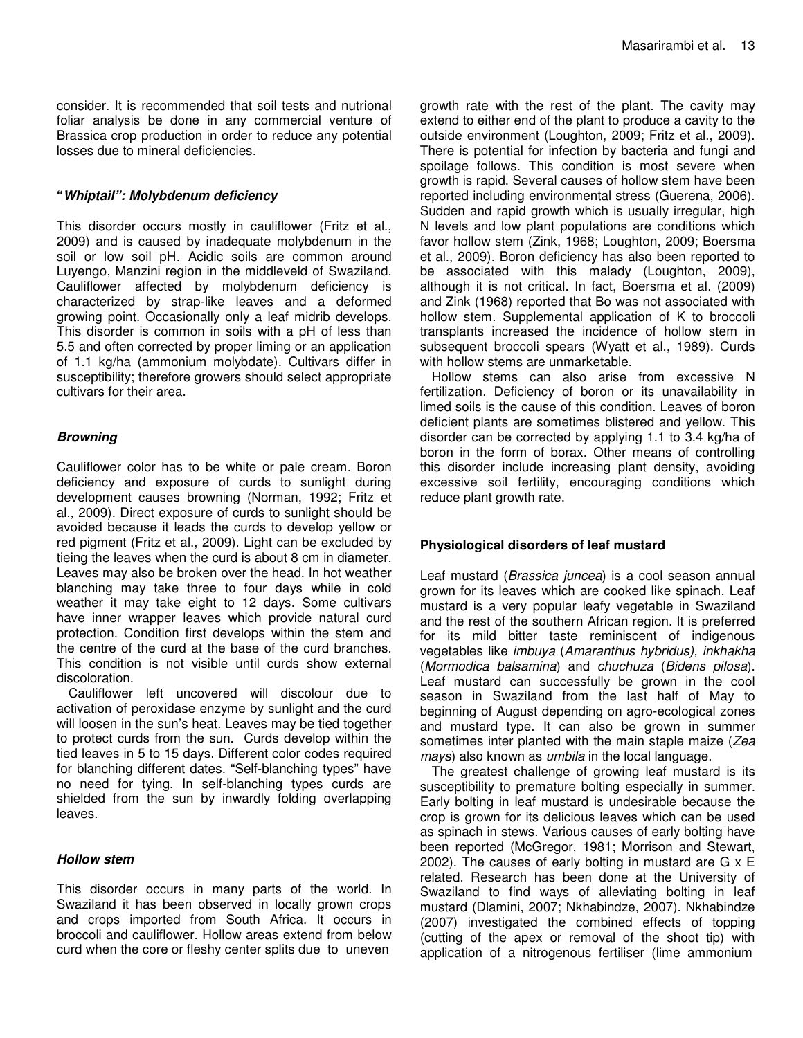consider. It is recommended that soil tests and nutrional foliar analysis be done in any commercial venture of Brassica crop production in order to reduce any potential losses due to mineral deficiencies.

### "*Whiptail*": *Molybdenum deficiency*

This disorder occurs mostly in cauliflower (Fritz et al., 2009) and is caused by inadequate molybdenum in the soil or low soil pH. Acidic soils are common around Luyengo, Manzini region in the middleveld of Swaziland. Cauliflower affected by molybdenum deficiency is characterized by strap-like leaves and a deformed growing point. Occasionally only a leaf midrib develops. This disorder is common in soils with a pH of less than 5.5 and often corrected by proper liming or an application of 1.1 kg/ha (ammonium molybdate). Cultivars differ in susceptibility; therefore growers should select appropriate cultivars for their area.

### *Browning*

Cauliflower color has to be white or pale cream. Boron deficiency and exposure of curds to sunlight during development causes browning (Norman, 1992; Fritz et al., 2009). Direct exposure of curds to sunlight should be avoided because it leads the curds to develop yellow or red pigment (Fritz et al., 2009). Light can be excluded by tieing the leaves when the curd is about 8 cm in diameter. Leaves may also be broken over the head. In hot weather blanching may take three to four days while in cold weather it may take eight to 12 days. Some cultivars have inner wrapper leaves which provide natural curd protection. Condition first develops within the stem and the centre of the curd at the base of the curd branches. This condition is not visible until curds show external discoloration.

Cauliflower left uncovered will discolour due to activation of peroxidase enzyme by sunlight and the curd will loosen in the sun's heat. Leaves may be tied together to protect curds from the sun. Curds develop within the tied leaves in 5 to 15 days. Different color codes required for blanching different dates. "Self-blanching types" have no need for tying. In self-blanching types curds are shielded from the sun by inwardly folding overlapping leaves.

### *Hollow stem*

This disorder occurs in many parts of the world. In Swaziland it has been observed in locally grown crops and crops imported from South Africa. It occurs in broccoli and cauliflower. Hollow areas extend from below curd when the core or fleshy center splits due to uneven growth rate with the rest of the plant. The cavity may extend to either end of the plant to produce a cavity to the outside environment (Loughton, 2009; Fritz et al., 2009). There is potential for infection by bacteria and fungi and spoilage follows. This condition is most severe when growth is rapid. Several causes of hollow stem have been reported including environmental stress (Guerena, 2006). Sudden and rapid growth which is usually irregular, high N levels and low plant populations are conditions which favor hollow stem (Zink, 1968; Loughton, 2009; Boersma et al., 2009). Boron deficiency has also been reported to be associated with this malady (Loughton, 2009), although it is not critical. In fact, Boersma et al. (2009) and Zink (1968) reported that Bo was not associated with hollow stem. Supplemental application of K to broccoli transplants increased the incidence of hollow stem in subsequent broccoli spears (Wyatt et al., 1989). Curds with hollow stems are unmarketable.

Hollow stems can also arise from excessive N fertilization. Deficiency of boron or its unavailability in limed soils is the cause of this condition. Leaves of boron deficient plants are sometimes blistered and yellow. This disorder can be corrected by applying 1.1 to 3.4 kg/ha of boron in the form of borax. Other means of controlling this disorder include increasing plant density, avoiding excessive soil fertility, encouraging conditions which reduce plant growth rate.

### Physiological disorders of leaf mustard

Leaf mustard (*Brassica juncea*) is a cool season annual grown for its leaves which are cooked like spinach. Leaf mustard is a very popular leafy vegetable in Swaziland and the rest of the southern African region. It is preferred for its mild bitter taste reminiscent of indigenous vegetables like *imbuya* (*Amaranthus hybridus), inkhakha* (*Mormodica balsamina*) and *chuchuza* (*Bidens pilosa*). Leaf mustard can successfully be grown in the cool season in Swaziland from the last half of May to beginning of August depending on agro-ecological zones and mustard type. It can also be grown in summer sometimes inter planted with the main staple maize (*Zea mays*) also known as *umbila* in the local language.

The greatest challenge of growing leaf mustard is its susceptibility to premature bolting especially in summer. Early bolting in leaf mustard is undesirable because the crop is grown for its delicious leaves which can be used as spinach in stews. Various causes of early bolting have been reported (McGregor, 1981; Morrison and Stewart, 2002). The causes of early bolting in mustard are G x E related. Research has been done at the University of Swaziland to find ways of alleviating bolting in leaf mustard (Dlamini, 2007; Nkhabindze, 2007). Nkhabindze (2007) investigated the combined effects of topping (cutting of the apex or removal of the shoot tip) with application of a nitrogenous fertiliser (lime ammonium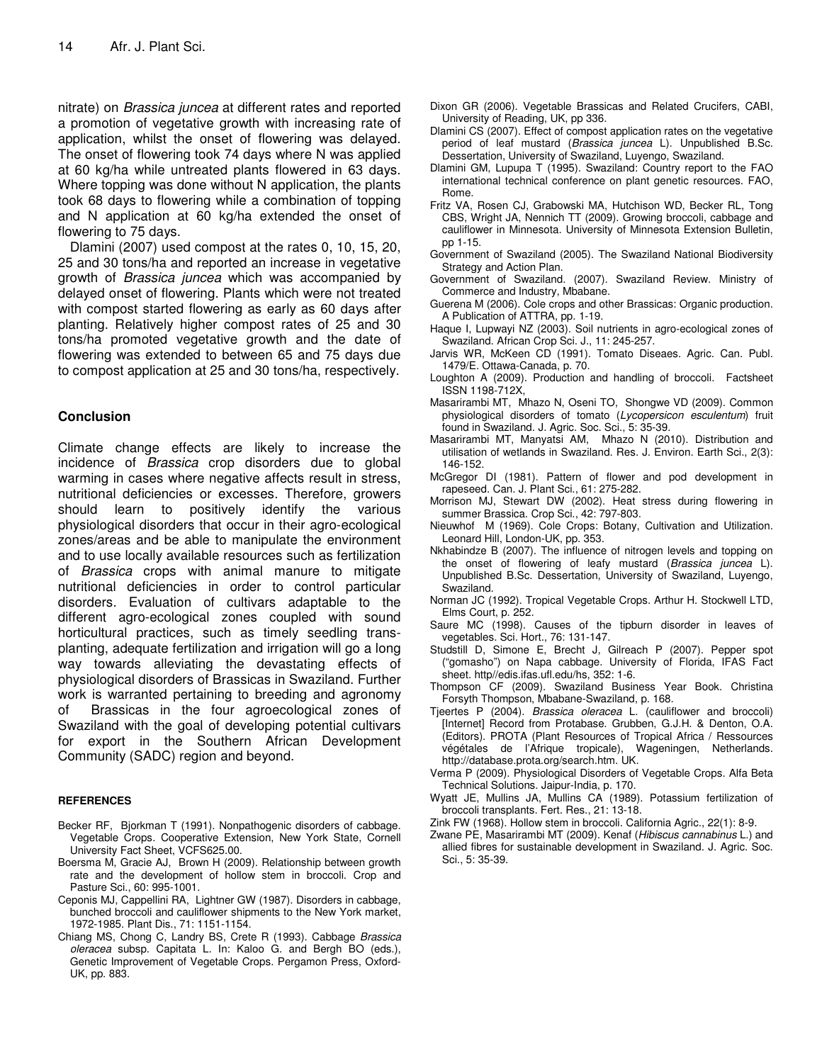nitrate) on *Brassica juncea* at different rates and reported a promotion of vegetative growth with increasing rate of application, whilst the onset of flowering was delayed. The onset of flowering took 74 days where N was applied at 60 kg/ha while untreated plants flowered in 63 days. Where topping was done without N application, the plants took 68 days to flowering while a combination of topping and N application at 60 kg/ha extended the onset of flowering to 75 days.

Dlamini (2007) used compost at the rates 0, 10, 15, 20, 25 and 30 tons/ha and reported an increase in vegetative growth of *Brassica juncea* which was accompanied by delayed onset of flowering. Plants which were not treated with compost started flowering as early as 60 days after planting. Relatively higher compost rates of 25 and 30 tons/ha promoted vegetative growth and the date of flowering was extended to between 65 and 75 days due to compost application at 25 and 30 tons/ha, respectively.

## Conclusion

Climate change effects are likely to increase the incidence of *Brassica* crop disorders due to global warming in cases where negative affects result in stress, nutritional deficiencies or excesses. Therefore, growers should learn to positively identify the various physiological disorders that occur in their agro-ecological zones/areas and be able to manipulate the environment and to use locally available resources such as fertilization of *Brassica* crops with animal manure to mitigate nutritional deficiencies in order to control particular disorders. Evaluation of cultivars adaptable to the different agro-ecological zones coupled with sound horticultural practices, such as timely seedling transplanting, adequate fertilization and irrigation will go a long way towards alleviating the devastating effects of physiological disorders of Brassicas in Swaziland. Further work is warranted pertaining to breeding and agronomy of Brassicas in the four agroecological zones of Swaziland with the goal of developing potential cultivars for export in the Southern African Development Community (SADC) region and beyond.

### REFERENCES

Becker RF, Bjorkman T (1991). Nonpathogenic disorders of cabbage. Vegetable Crops. Cooperative Extension, New York State, Cornell University Fact Sheet, VCFS625.00.

Boersma M, Gracie AJ, Brown H (2009). Relationship between growth rate and the development of hollow stem in broccoli. Crop and Pasture Sci., 60: 995-1001.

Ceponis MJ, Cappellini RA, Lightner GW (1987). Disorders in cabbage, bunched broccoli and cauliflower shipments to the New York market, 1972-1985. Plant Dis., 71: 1151-1154.

Chiang MS, Chong C, Landry BS, Crete R (1993). Cabbage *Brassica oleracea* subsp. Capitata L. In: Kaloo G. and Bergh BO (eds.), Genetic Improvement of Vegetable Crops. Pergamon Press, Oxford-UK, pp. 883.

Dixon GR (2006). Vegetable Brassicas and Related Crucifers, CABI, University of Reading, UK, pp 336.

Dlamini CS (2007). Effect of compost application rates on the vegetative period of leaf mustard (*Brassica juncea* L). Unpublished B.Sc. Dessertation, University of Swaziland, Luyengo, Swaziland.

Dlamini GM, Lupupa T (1995). Swaziland: Country report to the FAO international technical conference on plant genetic resources. FAO, Rome.

Fritz VA, Rosen CJ, Grabowski MA, Hutchison WD, Becker RL, Tong CBS, Wright JA, Nennich TT (2009). Growing broccoli, cabbage and cauliflower in Minnesota. University of Minnesota Extension Bulletin, pp 1-15.

Government of Swaziland (2005). The Swaziland National Biodiversity Strategy and Action Plan.

Government of Swaziland. (2007). Swaziland Review. Ministry of Commerce and Industry, Mbabane.

Guerena M (2006). Cole crops and other Brassicas: Organic production. A Publication of ATTRA, pp. 1-19.

Haque I, Lupwayi NZ (2003). Soil nutrients in agro-ecological zones of Swaziland. African Crop Sci. J., 11: 245-257.

Jarvis WR, McKeen CD (1991). Tomato Diseaes. Agric. Can. Publ. 1479/E. Ottawa-Canada, p. 70.

Loughton A (2009). Production and handling of broccoli. Factsheet ISSN 1198-712X,

Masarirambi MT, Mhazo N, Oseni TO, Shongwe VD (2009). Common physiological disorders of tomato (*Lycopersicon esculentum*) fruit found in Swaziland. J. Agric. Soc. Sci., 5: 35-39.

Masarirambi MT, Manyatsi AM, Mhazo N (2010). Distribution and utilisation of wetlands in Swaziland. Res. J. Environ. Earth Sci., 2(3): 146-152.

McGregor DI (1981). Pattern of flower and pod development in rapeseed. Can. J. Plant Sci., 61: 275-282.

Morrison MJ, Stewart DW (2002). Heat stress during flowering in summer Brassica. Crop Sci., 42: 797-803.

Nieuwhof M (1969). Cole Crops: Botany, Cultivation and Utilization. Leonard Hill, London-UK, pp. 353.

Nkhabindze B (2007). The influence of nitrogen levels and topping on the onset of flowering of leafy mustard (*Brassica juncea* L). Unpublished B.Sc. Dessertation, University of Swaziland, Luyengo, Swaziland.

Norman JC (1992). Tropical Vegetable Crops. Arthur H. Stockwell LTD, Elms Court, p. 252.

Saure MC (1998). Causes of the tipburn disorder in leaves of vegetables. Sci. Hort., 76: 131-147.

Studstill D, Simone E, Brecht J, Gilreach P (2007). Pepper spot ("gomasho") on Napa cabbage. University of Florida, IFAS Fact sheet. http//edis.ifas.ufl.edu/hs, 352: 1-6.

Thompson CF (2009). Swaziland Business Year Book. Christina Forsyth Thompson, Mbabane-Swaziland, p. 168.

Tjeertes P (2004). *Brassica oleracea* L. (cauliflower and broccoli) [Internet] Record from Protabase. Grubben, G.J.H. & Denton, O.A. (Editors). PROTA (Plant Resources of Tropical Africa / Ressources végétales de l'Afrique tropicale), Wageningen, Netherlands. http://database.prota.org/search.htm. UK.

Verma P (2009). Physiological Disorders of Vegetable Crops. Alfa Beta Technical Solutions. Jaipur-India, p. 170.

Wyatt JE, Mullins JA, Mullins CA (1989). Potassium fertilization of broccoli transplants. Fert. Res., 21: 13-18.

Zink FW (1968). Hollow stem in broccoli. California Agric., 22(1): 8-9.

Zwane PE, Masarirambi MT (2009). Kenaf (*Hibiscus cannabinus* L.) and allied fibres for sustainable development in Swaziland. J. Agric. Soc. Sci., 5: 35-39.